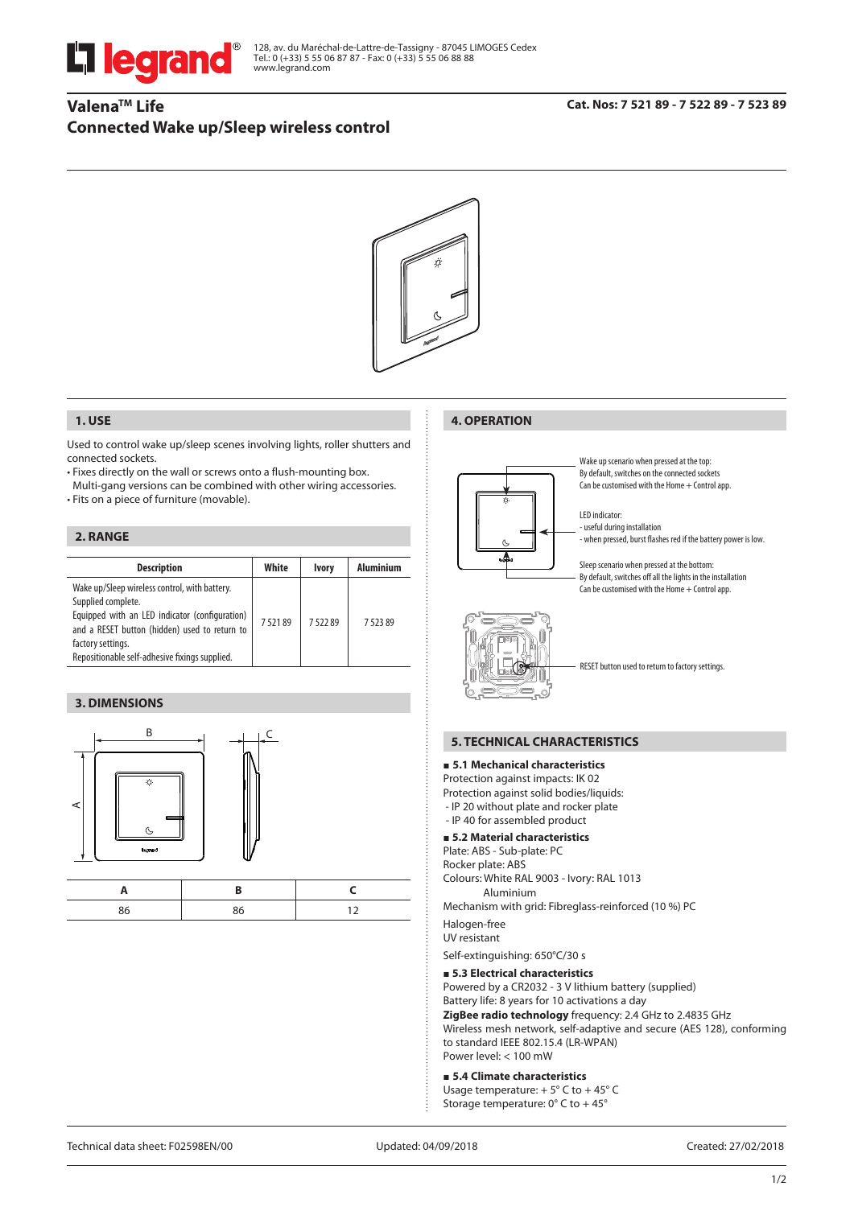128, av. du Maréchal-de-Lattre-de-Tassigny - 87045 LIMOGES Cedex
Tel.: 0 (+33) 5 55 06 87 87 - Fax: 0 (+33) 5 55 06 88 88
www.legrand.com

# Valena™ Life
# Connected Wake up/Sleep wireless control

**Cat. Nos: 7 521 89 - 7 522 89 - 7 523 89**

## 1. USE

Used to control wake up/sleep scenes involving lights, roller shutters and connected sockets.

- Fixes directly on the wall or screws onto a flush-mounting box.
  Multi-gang versions can be combined with other wiring accessories.
- Fits on a piece of furniture (movable).

## 2. RANGE

| Description | White | Ivory | Aluminium |
|---|---|---|---|
| Wake up/Sleep wireless control, with battery. Supplied complete. Equipped with an LED indicator (configuration) and a RESET button (hidden) used to return to factory settings. Repositionable self-adhesive fixings supplied. | 7 521 89 | 7 522 89 | 7 523 89 |

## 3. DIMENSIONS

B
C
A

| A | B | C |
|---|---|---|
| 86 | 86 | 12 |

## 4. OPERATION

Wake up scenario when pressed at the top:
By default, switches on the connected sockets
Can be customised with the Home + Control app.

LED indicator:
- useful during installation
- when pressed, burst flashes red if the battery power is low.

Sleep scenario when pressed at the bottom:
By default, switches off all the lights in the installation
Can be customised with the Home + Control app.

RESET button used to return to factory settings.

## 5. TECHNICAL CHARACTERISTICS

### ■ 5.1 Mechanical characteristics

Protection against impacts: IK 02
Protection against solid bodies/liquids:
- IP 20 without plate and rocker plate
- IP 40 for assembled product

### ■ 5.2 Material characteristics

Plate: ABS - Sub-plate: PC
Rocker plate: ABS
Colours: White RAL 9003 - Ivory: RAL 1013
Aluminium
Mechanism with grid: Fibreglass-reinforced (10 %) PC

Halogen-free
UV resistant

Self-extinguishing: 650°C/30 s

### ■ 5.3 Electrical characteristics

Powered by a CR2032 - 3 V lithium battery (supplied)
Battery life: 8 years for 10 activations a day
**ZigBee radio technology** frequency: 2.4 GHz to 2.4835 GHz
Wireless mesh network, self-adaptive and secure (AES 128), conforming to standard IEEE 802.15.4 (LR-WPAN)
Power level: < 100 mW

### ■ 5.4 Climate characteristics

Usage temperature: + 5° C to + 45° C
Storage temperature: 0° C to + 45°

Technical data sheet: F02598EN/00 | Updated: 04/09/2018 | Created: 27/02/2018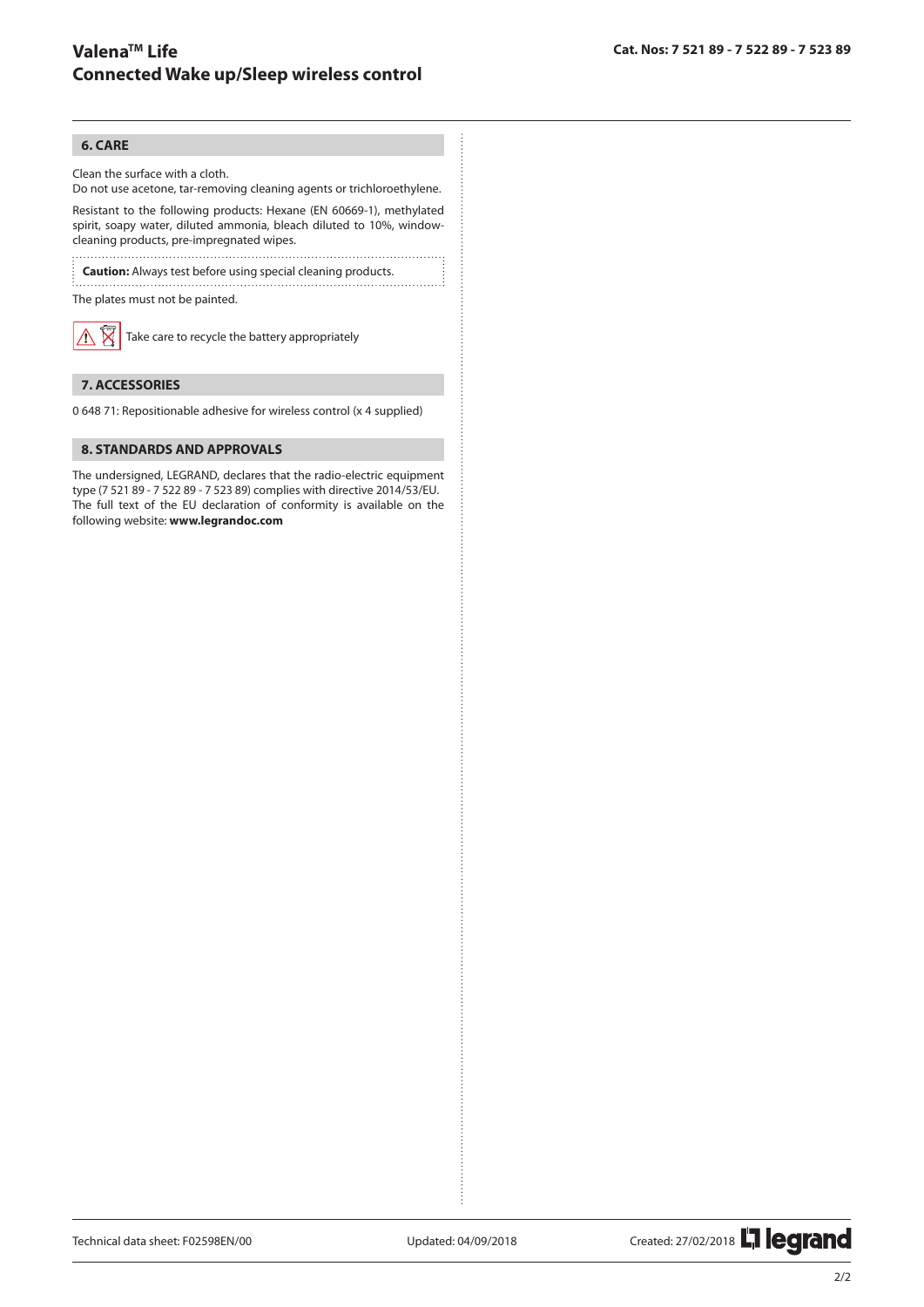## 6. CARE

Clean the surface with a cloth.
Do not use acetone, tar-removing cleaning agents or trichloroethylene.

Resistant to the following products: Hexane (EN 60669-1), methylated spirit, soapy water, diluted ammonia, bleach diluted to 10%, window-cleaning products, pre-impregnated wipes.

**Caution:** Always test before using special cleaning products.

The plates must not be painted.

Take care to recycle the battery appropriately

## 7. ACCESSORIES

0 648 71: Repositionable adhesive for wireless control (x 4 supplied)

## 8. STANDARDS AND APPROVALS

The undersigned, LEGRAND, declares that the radio-electric equipment type (7 521 89 - 7 522 89 - 7 523 89) complies with directive 2014/53/EU. The full text of the EU declaration of conformity is available on the following website: **www.legrandoc.com**